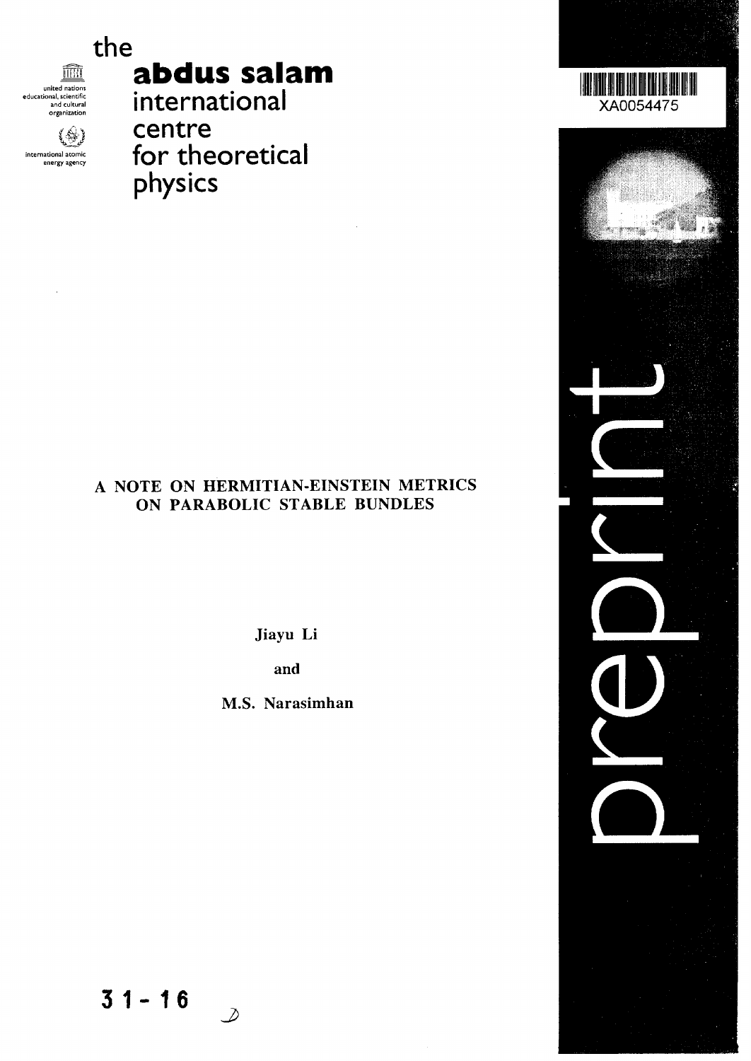the

**abdus salam**

international centre for theoretical physics

united nations educational, scientific and cultural organization

international atomic energy agency

XA0054475

# A NOTE ON HERMITIAN-EINSTEIN METRICS ON PARABOLIC STABLE BUNDLES

Jiayu Li

and

M.S. Narasimhan

preprint

31-16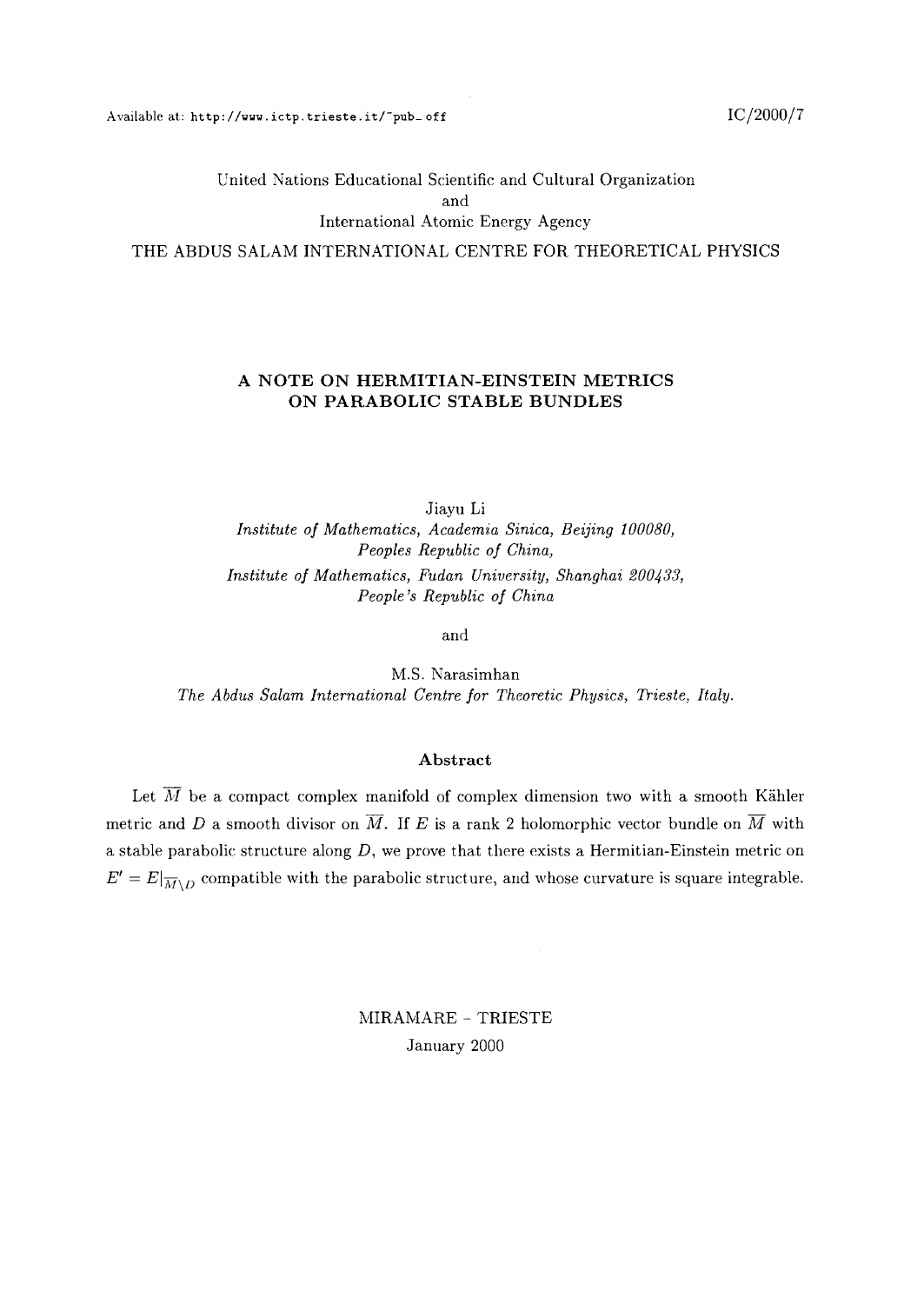Available at: http://www.ictp.trieste.it/~pub_off

IC/2000/7

United Nations Educational Scientific and Cultural Organization
and
International Atomic Energy Agency

THE ABDUS SALAM INTERNATIONAL CENTRE FOR THEORETICAL PHYSICS

# A NOTE ON HERMITIAN-EINSTEIN METRICS ON PARABOLIC STABLE BUNDLES

Jiayu Li

*Institute of Mathematics, Academia Sinica, Beijing 100080, Peoples Republic of China,*

*Institute of Mathematics, Fudan University, Shanghai 200433, People's Republic of China*

and

M.S. Narasimhan

*The Abdus Salam International Centre for Theoretic Physics, Trieste, Italy.*

## Abstract

Let $\overline{M}$ be a compact complex manifold of complex dimension two with a smooth Kähler metric and $D$ a smooth divisor on $\overline{M}$. If $E$ is a rank 2 holomorphic vector bundle on $\overline{M}$ with a stable parabolic structure along $D$, we prove that there exists a Hermitian-Einstein metric on $E' = E|_{\overline{M}\setminus D}$ compatible with the parabolic structure, and whose curvature is square integrable.

MIRAMARE – TRIESTE

January 2000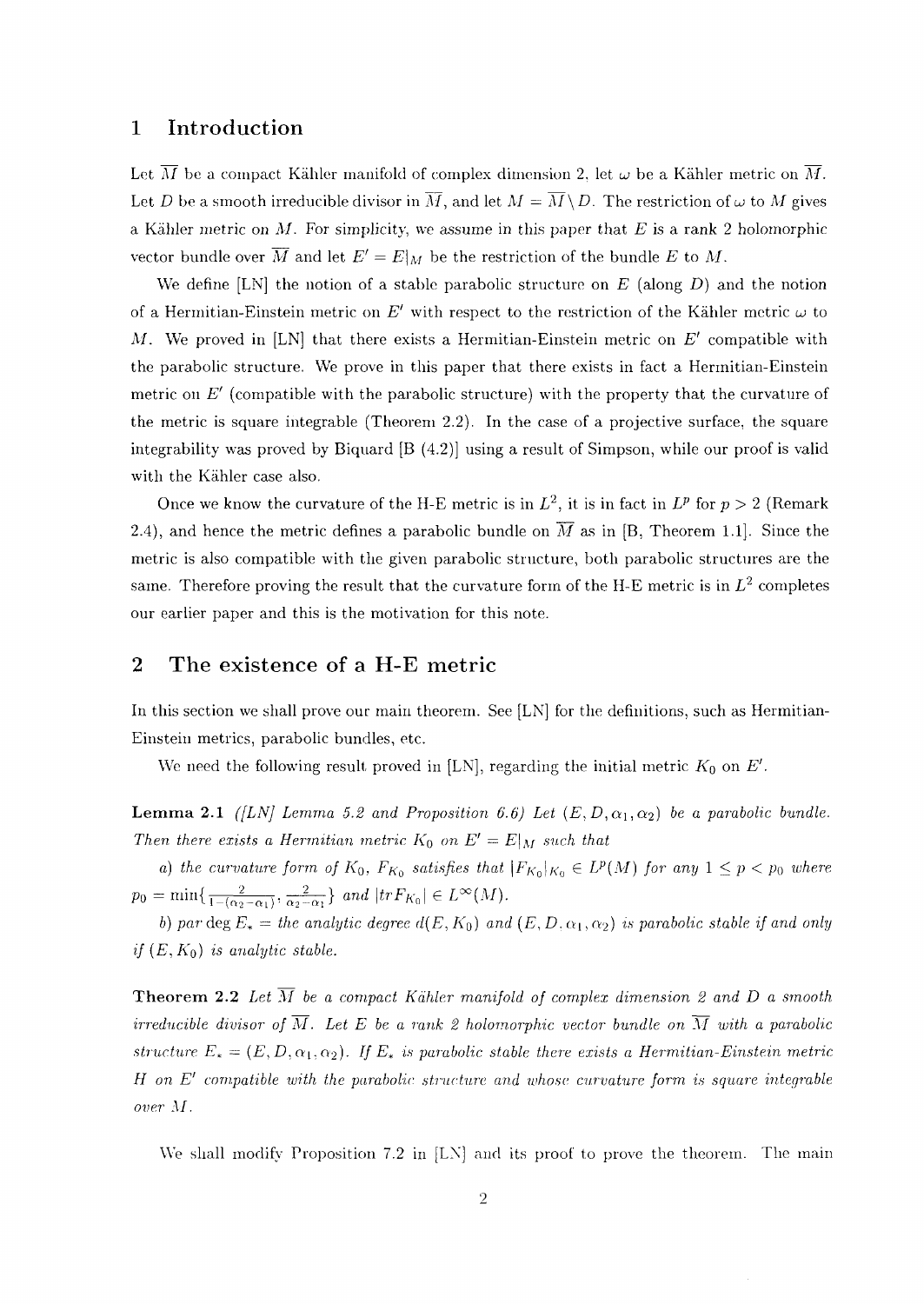## 1 Introduction

Let $\overline{M}$ be a compact Kähler manifold of complex dimension 2, let $\omega$ be a Kähler metric on $\overline{M}$. Let $D$ be a smooth irreducible divisor in $\overline{M}$, and let $M = \overline{M} \setminus D$. The restriction of $\omega$ to $M$ gives a Kähler metric on $M$. For simplicity, we assume in this paper that $E$ is a rank 2 holomorphic vector bundle over $\overline{M}$ and let $E' = E|_M$ be the restriction of the bundle $E$ to $M$.

We define [LN] the notion of a stable parabolic structure on $E$ (along $D$) and the notion of a Hermitian-Einstein metric on $E'$ with respect to the restriction of the Kähler metric $\omega$ to $M$. We proved in [LN] that there exists a Hermitian-Einstein metric on $E'$ compatible with the parabolic structure. We prove in this paper that there exists in fact a Hermitian-Einstein metric on $E'$ (compatible with the parabolic structure) with the property that the curvature of the metric is square integrable (Theorem 2.2). In the case of a projective surface, the square integrability was proved by Biquard [B (4.2)] using a result of Simpson, while our proof is valid with the Kähler case also.

Once we know the curvature of the H-E metric is in $L^2$, it is in fact in $L^p$ for $p > 2$ (Remark 2.4), and hence the metric defines a parabolic bundle on $\overline{M}$ as in [B, Theorem 1.1]. Since the metric is also compatible with the given parabolic structure, both parabolic structures are the same. Therefore proving the result that the curvature form of the H-E metric is in $L^2$ completes our earlier paper and this is the motivation for this note.

## 2 The existence of a H-E metric

In this section we shall prove our main theorem. See [LN] for the definitions, such as Hermitian-Einstein metrics, parabolic bundles, etc.

We need the following result proved in [LN], regarding the initial metric $K_0$ on $E'$.

**Lemma 2.1** *([LN] Lemma 5.2 and Proposition 6.6) Let $(E, D, \alpha_1, \alpha_2)$ be a parabolic bundle. Then there exists a Hermitian metric $K_0$ on $E' = E|_M$ such that*

*a) the curvature form of $K_0$, $F_{K_0}$ satisfies that $|F_{K_0}|_{K_0} \in L^p(M)$ for any $1 \leq p < p_0$ where $p_0 = \min\{\frac{2}{1-(\alpha_2-\alpha_1)}, \frac{2}{\alpha_2-\alpha_1}\}$ and $|trF_{K_0}| \in L^\infty(M)$.*

*b) par deg $E_* =$ the analytic degree $d(E, K_0)$ and $(E, D, \alpha_1, \alpha_2)$ is parabolic stable if and only if $(E, K_0)$ is analytic stable.*

**Theorem 2.2** *Let $\overline{M}$ be a compact Kähler manifold of complex dimension 2 and $D$ a smooth irreducible divisor of $\overline{M}$. Let $E$ be a rank 2 holomorphic vector bundle on $\overline{M}$ with a parabolic structure $E_* = (E, D, \alpha_1, \alpha_2)$. If $E_*$ is parabolic stable there exists a Hermitian-Einstein metric $H$ on $E'$ compatible with the parabolic structure and whose curvature form is square integrable over $M$.*

We shall modify Proposition 7.2 in [LN] and its proof to prove the theorem. The main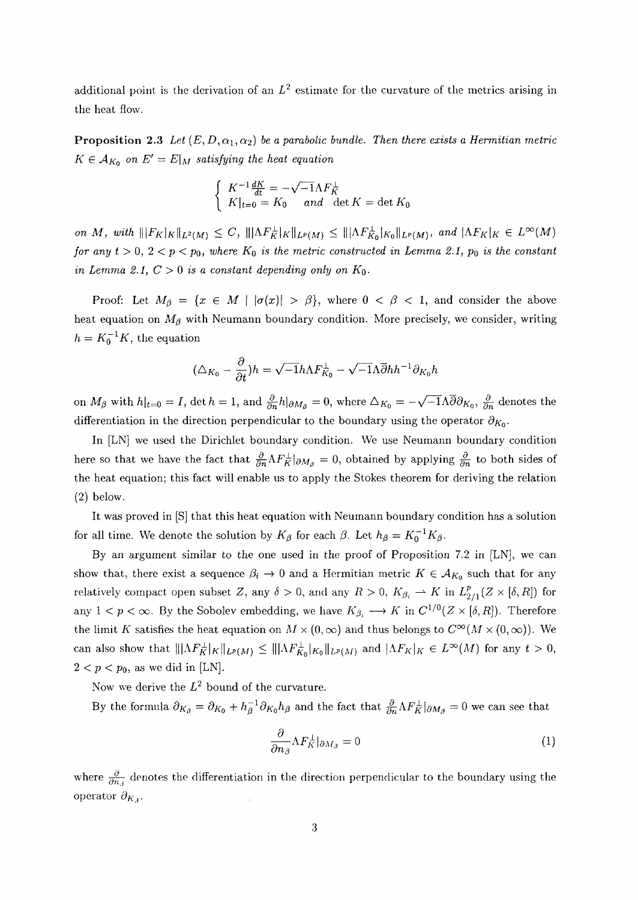additional point is the derivation of an $L^2$ estimate for the curvature of the metrics arising in the heat flow.

**Proposition 2.3** *Let $(E, D, \alpha_1, \alpha_2)$ be a parabolic bundle. Then there exists a Hermitian metric $K \in \mathcal{A}_{K_0}$ on $E' = E|_M$ satisfying the heat equation*

$$\begin{cases} K^{-1}\frac{dK}{dt} = -\sqrt{-1}\Lambda F_K^{\perp} \\ K|_{t=0} = K_0 \quad \text{and} \quad \det K = \det K_0 \end{cases}$$

*on $M$, with $\| |F_K|_K \|_{L^2(M)} \leq C$, $\| |\Lambda F_K^{\perp}|_K \|_{L^p(M)} \leq \| |\Lambda F_{K_0}^{\perp}|_{K_0} \|_{L^p(M)}$, and $|\Lambda F_K|_K \in L^{\infty}(M)$ for any $t > 0$, $2 < p < p_0$, where $K_0$ is the metric constructed in Lemma 2.1, $p_0$ is the constant in Lemma 2.1, $C > 0$ is a constant depending only on $K_0$.*

Proof: Let $M_\beta = \{x \in M \mid |\sigma(x)| > \beta\}$, where $0 < \beta < 1$, and consider the above heat equation on $M_\beta$ with Neumann boundary condition. More precisely, we consider, writing $h = K_0^{-1}K$, the equation

$$(\triangle_{K_0} - \frac{\partial}{\partial t})h = \sqrt{-1}h\Lambda F_{K_0}^{\perp} - \sqrt{-1}\Lambda\bar{\partial}hh^{-1}\partial_{K_0}h$$

on $M_\beta$ with $h|_{t=0} = I$, $\det h = 1$, and $\frac{\partial}{\partial n}h|_{\partial M_\beta} = 0$, where $\triangle_{K_0} = -\sqrt{-1}\Lambda\bar{\partial}\partial_{K_0}$, $\frac{\partial}{\partial n}$ denotes the differentiation in the direction perpendicular to the boundary using the operator $\partial_{K_0}$.

In [LN] we used the Dirichlet boundary condition. We use Neumann boundary condition here so that we have the fact that $\frac{\partial}{\partial n}\Lambda F_K^{\perp}|_{\partial M_\beta} = 0$, obtained by applying $\frac{\partial}{\partial n}$ to both sides of the heat equation; this fact will enable us to apply the Stokes theorem for deriving the relation (2) below.

It was proved in [S] that this heat equation with Neumann boundary condition has a solution for all time. We denote the solution by $K_\beta$ for each $\beta$. Let $h_\beta = K_0^{-1}K_\beta$.

By an argument similar to the one used in the proof of Proposition 7.2 in [LN], we can show that, there exist a sequence $\beta_i \to 0$ and a Hermitian metric $K \in \mathcal{A}_{K_0}$ such that for any relatively compact open subset $Z$, any $\delta > 0$, and any $R > 0$, $K_{\beta_i} \rightharpoonup K$ in $L^p_{2/1}(Z \times [\delta, R])$ for any $1 < p < \infty$. By the Sobolev embedding, we have $K_{\beta_i} \longrightarrow K$ in $C^{1/0}(Z \times [\delta, R])$. Therefore the limit $K$ satisfies the heat equation on $M \times (0, \infty)$ and thus belongs to $C^\infty(M \times (0, \infty))$. We can also show that $\| |\Lambda F_K^{\perp}|_K \|_{L^p(M)} \leq \| |\Lambda F_{K_0}^{\perp}|_{K_0} \|_{L^p(M)}$ and $|\Lambda F_K|_K \in L^\infty(M)$ for any $t > 0$, $2 < p < p_0$, as we did in [LN].

Now we derive the $L^2$ bound of the curvature.

By the formula $\partial_{K_\beta} = \partial_{K_0} + h_\beta^{-1}\partial_{K_0}h_\beta$ and the fact that $\frac{\partial}{\partial n}\Lambda F_K^{\perp}|_{\partial M_\beta} = 0$ we can see that

$$\frac{\partial}{\partial n_\beta}\Lambda F_K^{\perp}|_{\partial M_\beta} = 0 \tag{1}$$

where $\frac{\partial}{\partial n_\beta}$ denotes the differentiation in the direction perpendicular to the boundary using the operator $\partial_{K_\beta}$.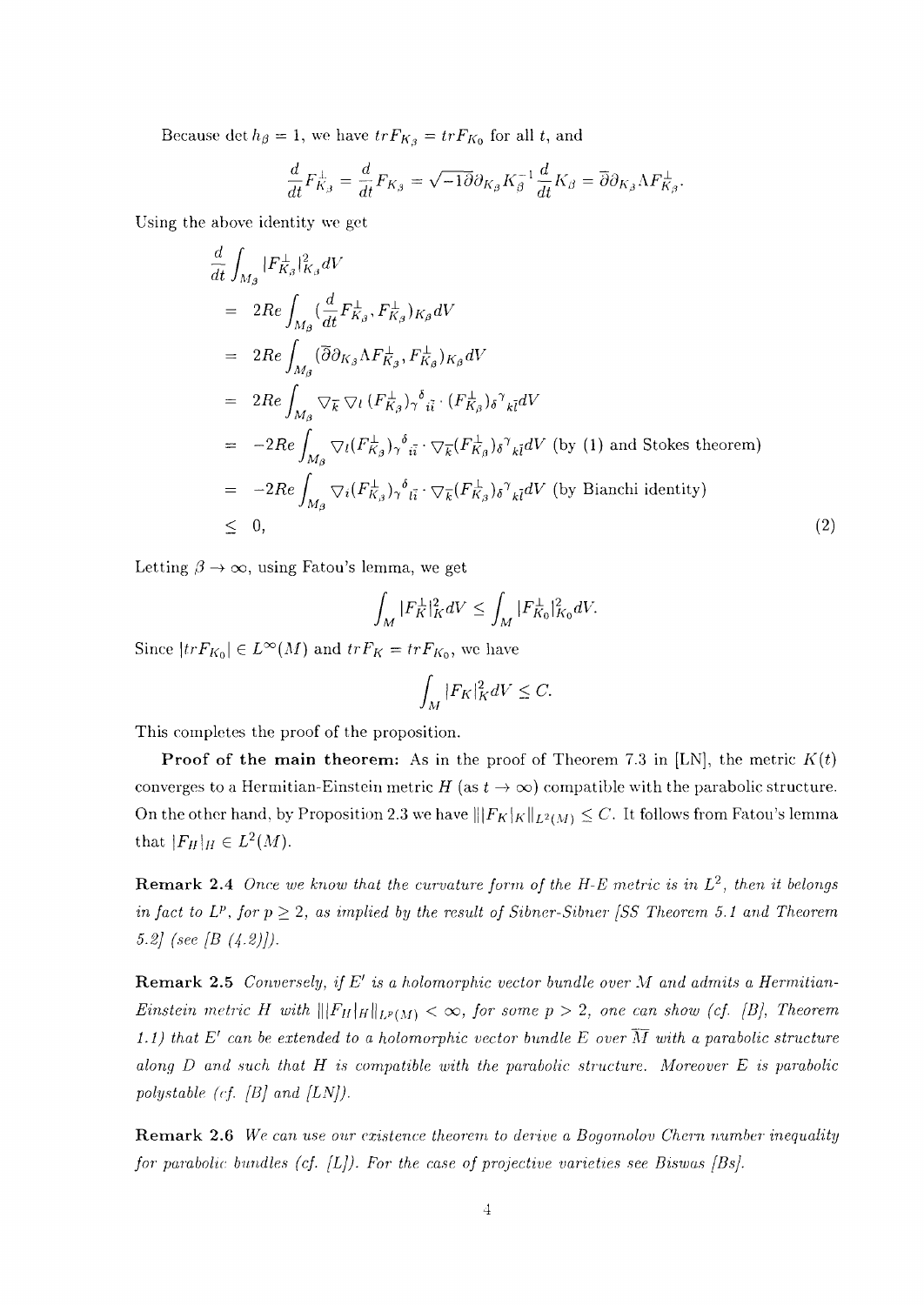Because $\det h_\beta = 1$, we have $trF_{K_\beta} = trF_{K_0}$ for all $t$, and

$$\frac{d}{dt}F^{\perp}_{K_\beta} = \frac{d}{dt}F_{K_\beta} = \sqrt{-1}\overline{\partial}\partial_{K_\beta}K_\beta^{-1}\frac{d}{dt}K_\beta = \overline{\partial}\partial_{K_\beta}\Lambda F^{\perp}_{K_\beta}.$$

Using the above identity we get

$$\begin{aligned}
&\frac{d}{dt}\int_{M_\beta}|F^{\perp}_{K_\beta}|^2_{K_\beta}dV \\
&= 2Re\int_{M_\beta}(\frac{d}{dt}F^{\perp}_{K_\beta}, F^{\perp}_{K_\beta})_{K_\beta}dV \\
&= 2Re\int_{M_\beta}(\overline{\partial}\partial_{K_\beta}\Lambda F^{\perp}_{K_\beta}, F^{\perp}_{K_\beta})_{K_\beta}dV \\
&= 2Re\int_{M_\beta}\nabla_{\bar{k}}\nabla_l(F^{\perp}_{K_\beta})_\gamma{}^\delta{}_{i\bar{i}}\cdot(F^{\perp}_{K_\beta})_\delta{}^\gamma{}_{k\bar{l}}dV \\
&= -2Re\int_{M_\beta}\nabla_l(F^{\perp}_{K_\beta})_\gamma{}^\delta{}_{i\bar{i}}\cdot\nabla_{\bar{k}}(F^{\perp}_{K_\beta})_\delta{}^\gamma{}_{k\bar{l}}dV \text{ (by (1) and Stokes theorem)} \\
&= -2Re\int_{M_\beta}\nabla_i(F^{\perp}_{K_\beta})_\gamma{}^\delta{}_{l\bar{i}}\cdot\nabla_{\bar{k}}(F^{\perp}_{K_\beta})_\delta{}^\gamma{}_{k\bar{l}}dV \text{ (by Bianchi identity)} \\
&\leq 0,
\end{aligned} \tag{2}$$

Letting $\beta \to \infty$, using Fatou's lemma, we get

$$\int_M |F^{\perp}_K|^2_K dV \leq \int_M |F^{\perp}_{K_0}|^2_{K_0}dV.$$

Since $|trF_{K_0}| \in L^\infty(M)$ and $trF_K = trF_{K_0}$, we have

$$\int_M |F_K|^2_K dV \leq C.$$

This completes the proof of the proposition.

**Proof of the main theorem:** As in the proof of Theorem 7.3 in [LN], the metric $K(t)$ converges to a Hermitian-Einstein metric $H$ (as $t \to \infty$) compatible with the parabolic structure. On the other hand, by Proposition 2.3 we have $\||F_K|_K\|_{L^2(M)} \leq C$. It follows from Fatou's lemma that $|F_H|_H \in L^2(M)$.

**Remark 2.4** *Once we know that the curvature form of the H-E metric is in $L^2$, then it belongs in fact to $L^p$, for $p \geq 2$, as implied by the result of Sibner-Sibner [SS Theorem 5.1 and Theorem 5.2] (see [B (4.2)]).*

**Remark 2.5** *Conversely, if $E'$ is a holomorphic vector bundle over $M$ and admits a Hermitian-Einstein metric $H$ with $\||F_H|_H\|_{L^p(M)} < \infty$, for some $p > 2$, one can show (cf. [B], Theorem 1.1) that $E'$ can be extended to a holomorphic vector bundle $E$ over $\overline{M}$ with a parabolic structure along $D$ and such that $H$ is compatible with the parabolic structure. Moreover $E$ is parabolic polystable (cf. [B] and [LN]).*

**Remark 2.6** *We can use our existence theorem to derive a Bogomolov Chern number inequality for parabolic bundles (cf. [L]). For the case of projective varieties see Biswas [Bs].*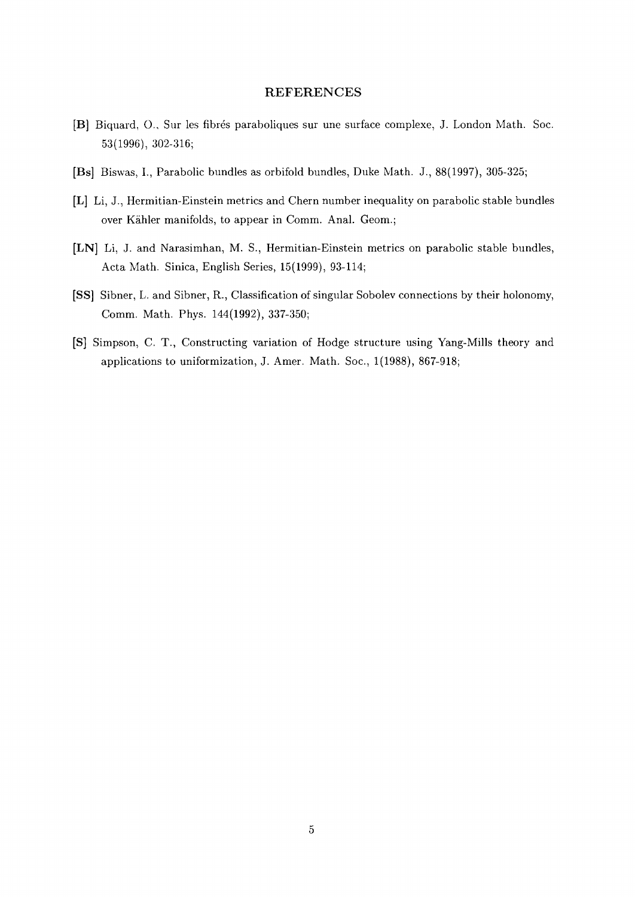## REFERENCES

**[B]** Biquard, O., Sur les fibrés paraboliques sur une surface complexe, J. London Math. Soc. 53(1996), 302-316;

**[Bs]** Biswas, I., Parabolic bundles as orbifold bundles, Duke Math. J., 88(1997), 305-325;

**[L]** Li, J., Hermitian-Einstein metrics and Chern number inequality on parabolic stable bundles over Kähler manifolds, to appear in Comm. Anal. Geom.;

**[LN]** Li, J. and Narasimhan, M. S., Hermitian-Einstein metrics on parabolic stable bundles, Acta Math. Sinica, English Series, 15(1999), 93-114;

**[SS]** Sibner, L. and Sibner, R., Classification of singular Sobolev connections by their holonomy, Comm. Math. Phys. 144(1992), 337-350;

**[S]** Simpson, C. T., Constructing variation of Hodge structure using Yang-Mills theory and applications to uniformization, J. Amer. Math. Soc., 1(1988), 867-918;